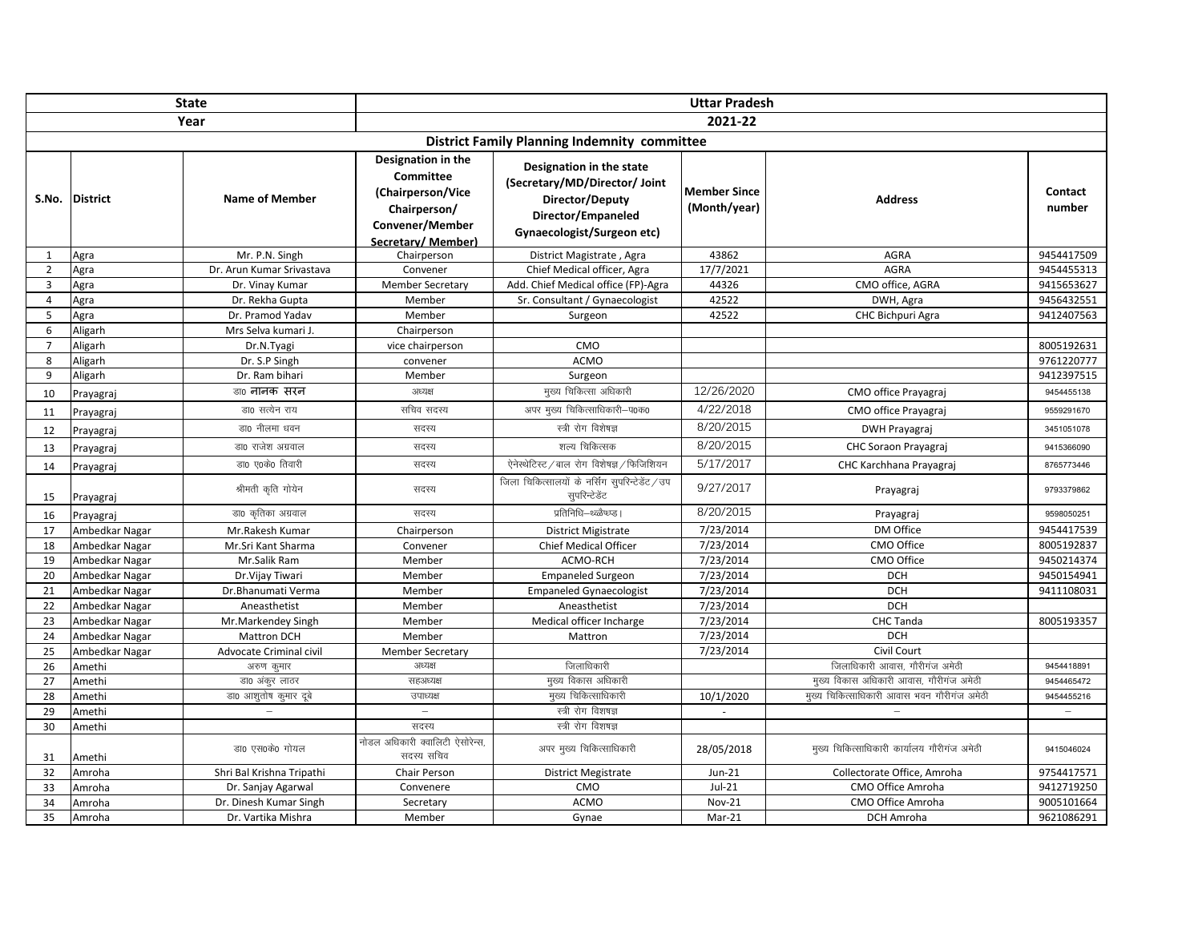| State | | | Uttar Pradesh | | | | |
|---|---|---|---|---|---|---|---|
| Year | | | 2021-22 | | | | |
| District Family Planning Indemnity committee | | | | | | | |
| S.No. | District | Name of Member | Designation in the Committee (Chairperson/Vice Chairperson/ Convener/Member Secretary/ Member) | Designation in the state (Secretary/MD/Director/ Joint Director/Deputy Director/Empaneled Gynaecologist/Surgeon etc) | Member Since (Month/year) | Address | Contact number |
| 1 | Agra | Mr. P.N. Singh | Chairperson | District Magistrate , Agra | 43862 | AGRA | 9454417509 |
| 2 | Agra | Dr. Arun Kumar Srivastava | Convener | Chief Medical officer, Agra | 17/7/2021 | AGRA | 9454455313 |
| 3 | Agra | Dr. Vinay Kumar | Member Secretary | Add. Chief Medical office (FP)-Agra | 44326 | CMO office, AGRA | 9415653627 |
| 4 | Agra | Dr. Rekha Gupta | Member | Sr. Consultant / Gynaecologist | 42522 | DWH, Agra | 9456432551 |
| 5 | Agra | Dr. Pramod Yadav | Member | Surgeon | 42522 | CHC Bichpuri Agra | 9412407563 |
| 6 | Aligarh | Mrs Selva kumari J. | Chairperson | | | | |
| 7 | Aligarh | Dr.N.Tyagi | vice chairperson | CMO | | | 8005192631 |
| 8 | Aligarh | Dr. S.P Singh | convener | ACMO | | | 9761220777 |
| 9 | Aligarh | Dr. Ram bihari | Member | Surgeon | | | 9412397515 |
| 10 | Prayagraj | डा0 नानक सरन | अध्यक्ष | मुख्य चिकित्सा अधिकारी | 12/26/2020 | CMO office Prayagraj | 9454455138 |
| 11 | Prayagraj | डा0 सत्येन राय | सचिव सदस्य | अपर मुख्य चिकित्साधिकारी–प0क0 | 4/22/2018 | CMO office Prayagraj | 9559291670 |
| 12 | Prayagraj | डा0 नीलमा धवन | सदस्य | स्त्री रोग विशेषज्ञ | 8/20/2015 | DWH Prayagraj | 3451051078 |
| 13 | Prayagraj | डा0 राजेश अग्रवाल | सदस्य | शल्य चिकित्सक | 8/20/2015 | CHC Soraon Prayagraj | 9415366090 |
| 14 | Prayagraj | डा0 ए0के0 तिवारी | सदस्य | ऐनेस्थेटिस्ट/बाल रोग विशेषज्ञ/फिजिशियन | 5/17/2017 | CHC Karchhana Prayagraj | 8765773446 |
| 15 | Prayagraj | श्रीमती कृति गोयेन | सदस्य | जिला चिकित्सालयों के नर्सिंग सुपरिन्टेडेंट/उप सुपरिन्टेडेंट | 9/27/2017 | Prayagraj | 9793379862 |
| 16 | Prayagraj | डा0 कृतिका अग्रवाल | सदस्य | प्रतिनिधि–थ्ब्व्ळैप्ड। | 8/20/2015 | Prayagraj | 9598050251 |
| 17 | Ambedkar Nagar | Mr.Rakesh Kumar | Chairperson | District Migistrate | 7/23/2014 | DM Office | 9454417539 |
| 18 | Ambedkar Nagar | Mr.Sri Kant Sharma | Convener | Chief Medical Officer | 7/23/2014 | CMO Office | 8005192837 |
| 19 | Ambedkar Nagar | Mr.Salik Ram | Member | ACMO-RCH | 7/23/2014 | CMO Office | 9450214374 |
| 20 | Ambedkar Nagar | Dr.Vijay Tiwari | Member | Empaneled Surgeon | 7/23/2014 | DCH | 9450154941 |
| 21 | Ambedkar Nagar | Dr.Bhanumati Verma | Member | Empaneled Gynaecologist | 7/23/2014 | DCH | 9411108031 |
| 22 | Ambedkar Nagar | Aneasthetist | Member | Aneasthetist | 7/23/2014 | DCH | |
| 23 | Ambedkar Nagar | Mr.Markendey Singh | Member | Medical officer Incharge | 7/23/2014 | CHC Tanda | 8005193357 |
| 24 | Ambedkar Nagar | Mattron DCH | Member | Mattron | 7/23/2014 | DCH | |
| 25 | Ambedkar Nagar | Advocate Criminal civil | Member Secretary | | 7/23/2014 | Civil Court | |
| 26 | Amethi | अरुण कुमार | अध्यक्ष | जिलाधिकारी | | जिलाधिकारी आवास, गौरीगंज अमेठी | 9454418891 |
| 27 | Amethi | डा0 अंकुर लाठर | सहअध्यक्ष | मुख्य विकास अधिकारी | | मुख्य विकास अधिकारी आवास, गौरीगंज अमेठी | 9454465472 |
| 28 | Amethi | डा0 आशुतोष कुमार दूबे | उपाध्यक्ष | मुख्य चिकित्साधिकारी | 10/1/2020 | मुख्य चिकित्साधिकारी आवास भवन गौरीगंज अमेठी | 9454455216 |
| 29 | Amethi | – | – | स्त्री रोग विशषज्ञ | - | – | – |
| 30 | Amethi | | सदस्य | स्त्री रोग विशषज्ञ | | | |
| 31 | Amethi | डा0 एस0के0 गोयल | नोडल अधिकारी क्वालिटी ऐसोरेन्स, सदस्य सचिव | अपर मुख्य चिकित्साधिकारी | 28/05/2018 | मुख्य चिकित्साधिकारी कार्यालय गौरीगंज अमेठी | 9415046024 |
| 32 | Amroha | Shri Bal Krishna Tripathi | Chair Person | District Megistrate | Jun-21 | Collectorate Office, Amroha | 9754417571 |
| 33 | Amroha | Dr. Sanjay Agarwal | Convenere | CMO | Jul-21 | CMO Office Amroha | 9412719250 |
| 34 | Amroha | Dr. Dinesh Kumar Singh | Secretary | ACMO | Nov-21 | CMO Office Amroha | 9005101664 |
| 35 | Amroha | Dr. Vartika Mishra | Member | Gynae | Mar-21 | DCH Amroha | 9621086291 |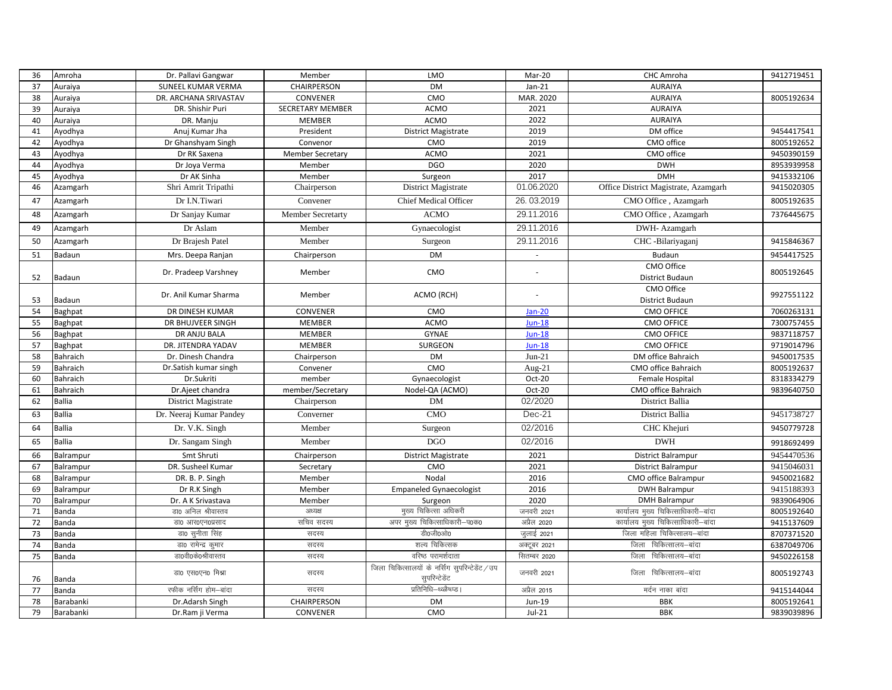| 36 | Amroha | Dr. Pallavi Gangwar | Member | LMO | Mar-20 | CHC Amroha | 9412719451 |
|---|---|---|---|---|---|---|---|
| 37 | Auraiya | SUNEEL KUMAR VERMA | CHAIRPERSON | DM | Jan-21 | AURAIYA | |
| 38 | Auraiya | DR. ARCHANA SRIVASTAV | CONVENER | CMO | MAR. 2020 | AURAIYA | 8005192634 |
| 39 | Auraiya | DR. Shishir Puri | SECRETARY MEMBER | ACMO | 2021 | AURAIYA | |
| 40 | Auraiya | DR. Manju | MEMBER | ACMO | 2022 | AURAIYA | |
| 41 | Ayodhya | Anuj Kumar Jha | President | District Magistrate | 2019 | DM office | 9454417541 |
| 42 | Ayodhya | Dr Ghanshyam Singh | Convenor | CMO | 2019 | CMO office | 8005192652 |
| 43 | Ayodhya | Dr RK Saxena | Member Secretary | ACMO | 2021 | CMO office | 9450390159 |
| 44 | Ayodhya | Dr Joya Verma | Member | DGO | 2020 | DWH | 8953939958 |
| 45 | Ayodhya | Dr AK Sinha | Member | Surgeon | 2017 | DMH | 9415332106 |
| 46 | Azamgarh | Shri Amrit Tripathi | Chairperson | District Magistrate | 01.06.2020 | Office District Magistrate, Azamgarh | 9415020305 |
| 47 | Azamgarh | Dr I.N.Tiwari | Convener | Chief Medical Officer | 26. 03.2019 | CMO Office , Azamgarh | 8005192635 |
| 48 | Azamgarh | Dr Sanjay Kumar | Member Secretarty | ACMO | 29.11.2016 | CMO Office , Azamgarh | 7376445675 |
| 49 | Azamgarh | Dr Aslam | Member | Gynaecologist | 29.11.2016 | DWH- Azamgarh | |
| 50 | Azamgarh | Dr Brajesh Patel | Member | Surgeon | 29.11.2016 | CHC -Bilariyaganj | 9415846367 |
| 51 | Badaun | Mrs. Deepa Ranjan | Chairperson | DM | - | Budaun | 9454417525 |
| 52 | Badaun | Dr. Pradeep Varshney | Member | CMO | - | CMO Office District Budaun | 8005192645 |
| 53 | Badaun | Dr. Anil Kumar Sharma | Member | ACMO (RCH) | - | CMO Office District Budaun | 9927551122 |
| 54 | Baghpat | DR DINESH KUMAR | CONVENER | CMO | Jan-20 | CMO OFFICE | 7060263131 |
| 55 | Baghpat | DR BHUJVEER SINGH | MEMBER | ACMO | Jun-18 | CMO OFFICE | 7300757455 |
| 56 | Baghpat | DR ANJU BALA | MEMBER | GYNAE | Jun-18 | CMO OFFICE | 9837118757 |
| 57 | Baghpat | DR. JITENDRA YADAV | MEMBER | SURGEON | Jun-18 | CMO OFFICE | 9719014796 |
| 58 | Bahraich | Dr. Dinesh Chandra | Chairperson | DM | Jun-21 | DM office Bahraich | 9450017535 |
| 59 | Bahraich | Dr.Satish kumar singh | Convener | CMO | Aug-21 | CMO office Bahraich | 8005192637 |
| 60 | Bahraich | Dr.Sukriti | member | Gynaecologist | Oct-20 | Female Hospital | 8318334279 |
| 61 | Bahraich | Dr.Ajeet chandra | member/Secretary | Nodel-QA (ACMO) | Oct-20 | CMO office Bahraich | 9839640750 |
| 62 | Ballia | District Magistrate | Chairperson | DM | 02/2020 | District Ballia | |
| 63 | Ballia | Dr. Neeraj Kumar Pandey | Converner | CMO | Dec-21 | District Ballia | 9451738727 |
| 64 | Ballia | Dr. V.K. Singh | Member | Surgeon | 02/2016 | CHC Khejuri | 9450779728 |
| 65 | Ballia | Dr. Sangam Singh | Member | DGO | 02/2016 | DWH | 9918692499 |
| 66 | Balrampur | Smt Shruti | Chairperson | District Magistrate | 2021 | District Balrampur | 9454470536 |
| 67 | Balrampur | DR. Susheel Kumar | Secretary | CMO | 2021 | District Balrampur | 9415046031 |
| 68 | Balrampur | DR. B. P. Singh | Member | Nodal | 2016 | CMO office Balrampur | 9450021682 |
| 69 | Balrampur | Dr R.K Singh | Member | Empaneled Gynaecologist | 2016 | DWH Balrampur | 9415188393 |
| 70 | Balrampur | Dr. A K Srivastava | Member | Surgeon | 2020 | DMH Balrampur | 9839064906 |
| 71 | Banda | डा0 अनिल श्रीवास्तव | अध्यक्ष | मुख्य चिकित्सा अधिकरी | जनवरी 2021 | कार्यालय मुख्य चिकित्साधिकारी–बांदा | 8005192640 |
| 72 | Banda | डा0 आर0एन0प्रसाद | सचिव सदस्य | अपर मुख्य चिकित्साधिकारी–प0क0 | अप्रैल 2020 | कार्यालय मुख्य चिकित्साधिकारी–बांदा | 9415137609 |
| 73 | Banda | डा0 सुनीता सिंह | सदस्य | डी0जी0ओ0 | जुलाई 2021 | जिला महिला चिकित्सालय–बांदा | 8707371520 |
| 74 | Banda | डा0 रामेन्द्र कुमार | सदस्य | शल्य चिकित्सक | अक्टूबर 2021 | जिला चिकित्सालय–बांदा | 6387049706 |
| 75 | Banda | डा0वी0के0श्रीवास्तव | सदस्य | वरिष्ठ परामर्शदाता | सितम्बर 2020 | जिला चिकित्सालय–बांदा | 9450226158 |
| 76 | Banda | डा0 एस0एन0 मिश्रा | सदस्य | जिला चिकित्सालयों के नर्सिंग सुपरिन्टेडेंट/उप सुपरिन्टेडेंट | जनवरी 2021 | जिला चिकित्सालय–बांदा | 8005192743 |
| 77 | Banda | रफीक नर्सिंग होम–बांदा | सदस्य | प्रतिनिधि–थ्रबेष्ड। | अप्रैल 2015 | मर्दन नाका बांदा | 9415144044 |
| 78 | Barabanki | Dr.Adarsh Singh | CHAIRPERSON | DM | Jun-19 | BBK | 8005192641 |
| 79 | Barabanki | Dr.Ram ji Verma | CONVENER | CMO | Jul-21 | BBK | 9839039896 |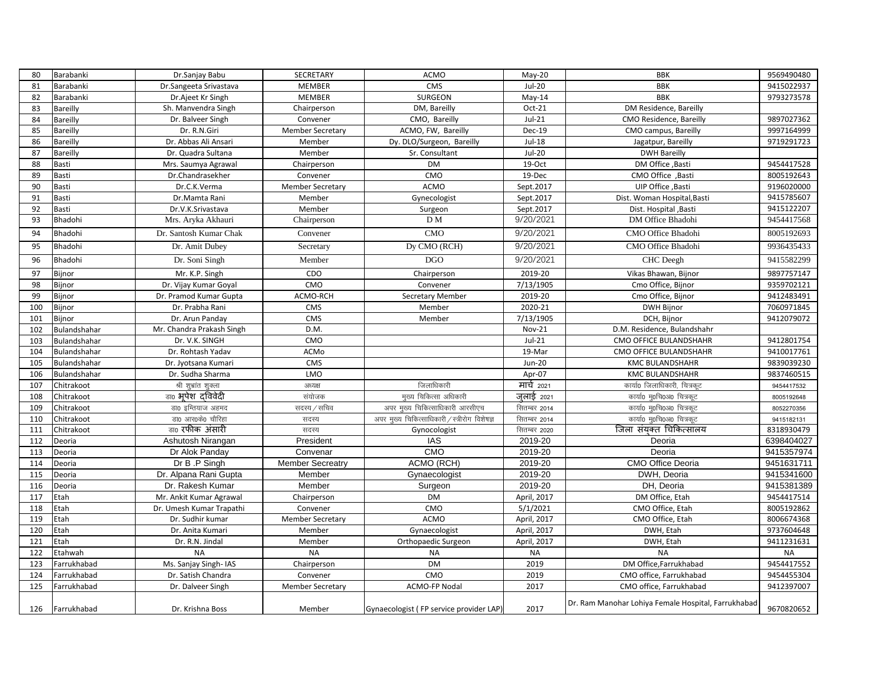| 80 | Barabanki | Dr.Sanjay Babu | SECRETARY | ACMO | May-20 | BBK | 9569490480 |
|---|---|---|---|---|---|---|---|
| 81 | Barabanki | Dr.Sangeeta Srivastava | MEMBER | CMS | Jul-20 | BBK | 9415022937 |
| 82 | Barabanki | Dr.Ajeet Kr Singh | MEMBER | SURGEON | May-14 | BBK | 9793273578 |
| 83 | Bareilly | Sh. Manvendra Singh | Chairperson | DM, Bareilly | Oct-21 | DM Residence, Bareilly | |
| 84 | Bareilly | Dr. Balveer Singh | Convener | CMO, Bareilly | Jul-21 | CMO Residence, Bareilly | 9897027362 |
| 85 | Bareilly | Dr. R.N.Giri | Member Secretary | ACMO, FW, Bareilly | Dec-19 | CMO campus, Bareilly | 9997164999 |
| 86 | Bareilly | Dr. Abbas Ali Ansari | Member | Dy. DLO/Surgeon, Bareilly | Jul-18 | Jagatpur, Bareilly | 9719291723 |
| 87 | Bareilly | Dr. Quadra Sultana | Member | Sr. Consultant | Jul-20 | DWH Bareilly | |
| 88 | Basti | Mrs. Saumya Agrawal | Chairperson | DM | 19-Oct | DM Office ,Basti | 9454417528 |
| 89 | Basti | Dr.Chandrasekher | Convener | CMO | 19-Dec | CMO Office ,Basti | 8005192643 |
| 90 | Basti | Dr.C.K.Verma | Member Secretary | ACMO | Sept.2017 | UIP Office ,Basti | 9196020000 |
| 91 | Basti | Dr.Mamta Rani | Member | Gynecologist | Sept.2017 | Dist. Woman Hospital,Basti | 9415785607 |
| 92 | Basti | Dr.V.K.Srivastava | Member | Surgeon | Sept.2017 | Dist. Hospital ,Basti | 9415122207 |
| 93 | Bhadohi | Mrs. Aryka Akhauri | Chairperson | D M | 9/20/2021 | DM Office Bhadohi | 9454417568 |
| 94 | Bhadohi | Dr. Santosh Kumar Chak | Convener | CMO | 9/20/2021 | CMO Office Bhadohi | 8005192693 |
| 95 | Bhadohi | Dr. Amit Dubey | Secretary | Dy CMO (RCH) | 9/20/2021 | CMO Office Bhadohi | 9936435433 |
| 96 | Bhadohi | Dr. Soni Singh | Member | DGO | 9/20/2021 | CHC Deegh | 9415582299 |
| 97 | Bijnor | Mr. K.P. Singh | CDO | Chairperson | 2019-20 | Vikas Bhawan, Bijnor | 9897757147 |
| 98 | Bijnor | Dr. Vijay Kumar Goyal | CMO | Convener | 7/13/1905 | Cmo Office, Bijnor | 9359702121 |
| 99 | Bijnor | Dr. Pramod Kumar Gupta | ACMO-RCH | Secretary Member | 2019-20 | Cmo Office, Bijnor | 9412483491 |
| 100 | Bijnor | Dr. Prabha Rani | CMS | Member | 2020-21 | DWH Bijnor | 7060971845 |
| 101 | Bijnor | Dr. Arun Panday | CMS | Member | 7/13/1905 | DCH, Bijnor | 9412079072 |
| 102 | Bulandshahar | Mr. Chandra Prakash Singh | D.M. | | Nov-21 | D.M. Residence, Bulandshahr | |
| 103 | Bulandshahar | Dr. V.K. SINGH | CMO | | Jul-21 | CMO OFFICE BULANDSHAHR | 9412801754 |
| 104 | Bulandshahar | Dr. Rohtash Yadav | ACMo | | 19-Mar | CMO OFFICE BULANDSHAHR | 9410017761 |
| 105 | Bulandshahar | Dr. Jyotsana Kumari | CMS | | Jun-20 | KMC BULANDSHAHR | 9839039230 |
| 106 | Bulandshahar | Dr. Sudha Sharma | LMO | | Apr-07 | KMC BULANDSHAHR | 9837460515 |
| 107 | Chitrakoot | श्री शुभ्रांत शुक्ला | अध्यक्ष | जिलाधिकारी | मार्च 2021 | कार्या0 जिलाधिकारी, चित्रकूट | 9454417532 |
| 108 | Chitrakoot | डा0 भूपेश द्विवेदी | संयोजक | मुख्य चिकित्सा अधिकारी | जुलाई 2021 | कार्या0 मु0चि0अ0 चित्रकूट | 8005192648 |
| 109 | Chitrakoot | डा0 इम्तियाज अहमद | सदस्य / सचिव | अपर मुख्य चिकित्साधिकारी आरसीएच | सितम्बर 2014 | कार्या0 मु0चि0अ0 चित्रकूट | 8052270356 |
| 110 | Chitrakoot | डा0 आर0के0 चौरिहा | सदस्य | अपर मुख्य चिकित्साधिकारी / स्त्रीरोग विशेषज्ञ | सितम्बर 2014 | कार्या0 मु0चि0अ0 चित्रकूट | 9415182131 |
| 111 | Chitrakoot | डा0 रफीक अंसारी | सदस्य | Gynocologist | सितम्बर 2020 | जिला संयुक्त चिकित्सालय | 8318930479 |
| 112 | Deoria | Ashutosh Niranjan | President | IAS | 2019-20 | Deoria | 6398404027 |
| 113 | Deoria | Dr Alok Panday | Convenar | CMO | 2019-20 | Deoria | 9415357974 |
| 114 | Deoria | Dr B .P Singh | Member Secreatry | ACMO (RCH) | 2019-20 | CMO Office Deoria | 9451631711 |
| 115 | Deoria | Dr. Alpana Rani Gupta | Member | Gynaecologist | 2019-20 | DWH, Deoria | 9415341600 |
| 116 | Deoria | Dr. Rakesh Kumar | Member | Surgeon | 2019-20 | DH, Deoria | 9415381389 |
| 117 | Etah | Mr. Ankit Kumar Agrawal | Chairperson | DM | April, 2017 | DM Office, Etah | 9454417514 |
| 118 | Etah | Dr. Umesh Kumar Trapathi | Convener | CMO | 5/1/2021 | CMO Office, Etah | 8005192862 |
| 119 | Etah | Dr. Sudhir kumar | Member Secretary | ACMO | April, 2017 | CMO Office, Etah | 8006674368 |
| 120 | Etah | Dr. Anita Kumari | Member | Gynaecologist | April, 2017 | DWH, Etah | 9737604648 |
| 121 | Etah | Dr. R.N. Jindal | Member | Orthopaedic Surgeon | April, 2017 | DWH, Etah | 9411231631 |
| 122 | Etahwah | NA | NA | NA | NA | NA | NA |
| 123 | Farrukhabad | Ms. Sanjay Singh- IAS | Chairperson | DM | 2019 | DM Office,Farrukhabad | 9454417552 |
| 124 | Farrukhabad | Dr. Satish Chandra | Convener | CMO | 2019 | CMO office, Farrukhabad | 9454455304 |
| 125 | Farrukhabad | Dr. Dalveer Singh | Member Secretary | ACMO-FP Nodal | 2017 | CMO office, Farrukhabad | 9412397007 |
| 126 | Farrukhabad | Dr. Krishna Boss | Member | Gynaecologist ( FP service provider LAP) | 2017 | Dr. Ram Manohar Lohiya Female Hospital, Farrukhabad | 9670820652 |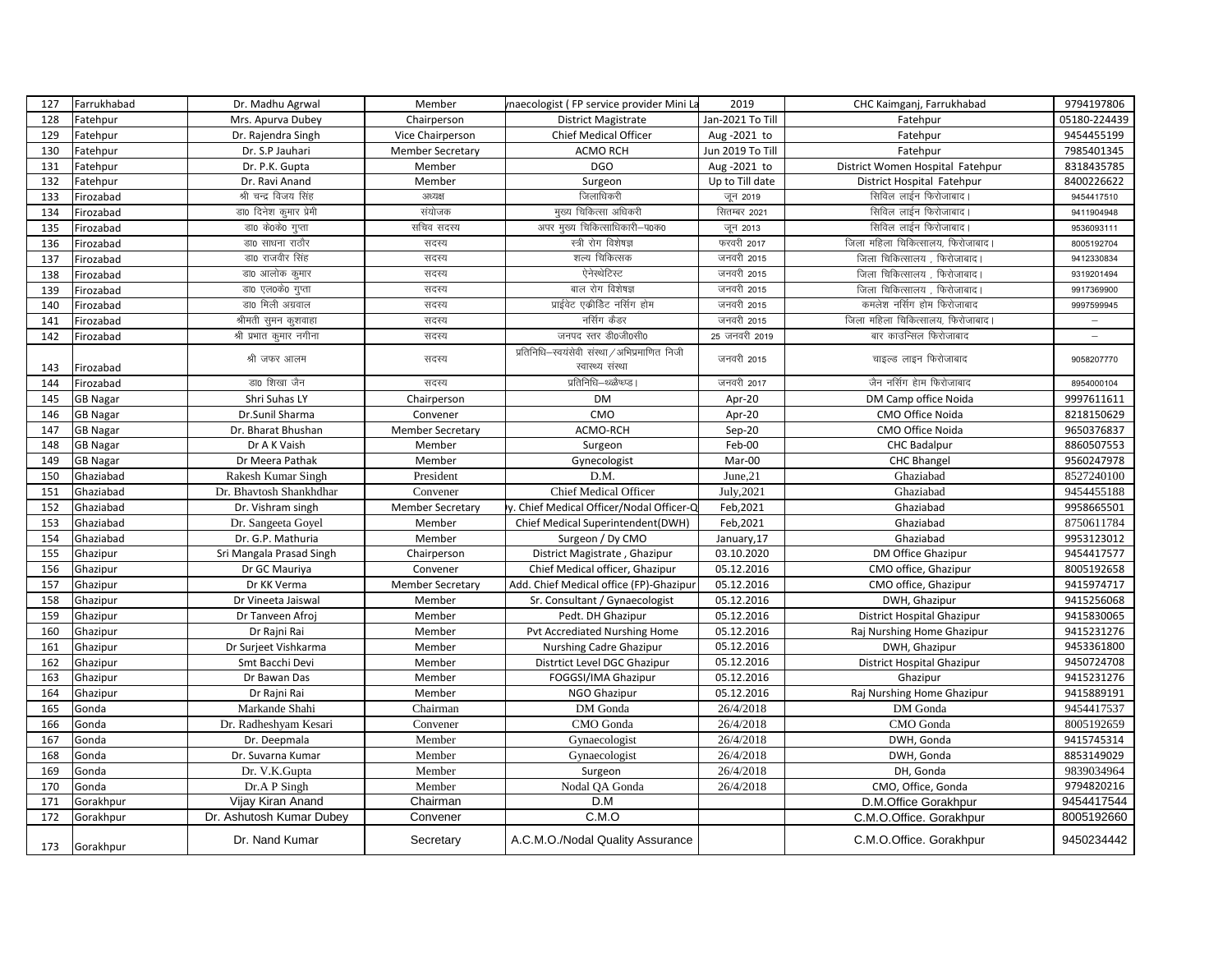| 127 | Farrukhabad | Dr. Madhu Agrwal | Member | ynaecologist ( FP service provider Mini La | 2019 | CHC Kaimganj, Farrukhabad | 9794197806 |
|---|---|---|---|---|---|---|---|
| 128 | Fatehpur | Mrs. Apurva Dubey | Chairperson | District Magistrate | Jan-2021 To Till | Fatehpur | 05180-224439 |
| 129 | Fatehpur | Dr. Rajendra Singh | Vice Chairperson | Chief Medical Officer | Aug -2021 to | Fatehpur | 9454455199 |
| 130 | Fatehpur | Dr. S.P Jauhari | Member Secretary | ACMO RCH | Jun 2019 To Till | Fatehpur | 7985401345 |
| 131 | Fatehpur | Dr. P.K. Gupta | Member | DGO | Aug -2021 to | District Women Hospital Fatehpur | 8318435785 |
| 132 | Fatehpur | Dr. Ravi Anand | Member | Surgeon | Up to Till date | District Hospital Fatehpur | 8400226622 |
| 133 | Firozabad | श्री चन्द्र विजय सिंह | अध्यक्ष | जिलाधिकारी | जून 2019 | सिविल लाईन फिरोजाबाद। | 9454417510 |
| 134 | Firozabad | डा0 दिनेश कुमार प्रेमी | संयोजक | मुख्य चिकित्सा अधिकारी | सितम्बर 2021 | सिविल लाईन फिरोजाबाद। | 9411904948 |
| 135 | Firozabad | डा0 के0के0 गुप्ता | सचिव सदस्य | अपर मुख्य चिकित्साधिकारी–प0क0 | जून 2013 | सिविल लाईन फिरोजाबाद। | 9536093111 |
| 136 | Firozabad | डा0 साधना राठौर | सदस्य | स्त्री रोग विशेषज्ञ | फरवरी 2017 | जिला महिला चिकित्सालय, फिरोजाबाद। | 8005192704 |
| 137 | Firozabad | डा0 राजवीर सिंह | सदस्य | शल्य चिकित्सक | जनवरी 2015 | जिला चिकित्सालय , फिरोजाबाद। | 9412330834 |
| 138 | Firozabad | डा0 आलोक कुमार | सदस्य | ऐनेस्थेटिस्ट | जनवरी 2015 | जिला चिकित्सालय , फिरोजाबाद। | 9319201494 |
| 139 | Firozabad | डा0 एल0के0 गुप्ता | सदस्य | बाल रोग विशेषज्ञ | जनवरी 2015 | जिला चिकित्सालय , फिरोजाबाद। | 9917369900 |
| 140 | Firozabad | डा0 मिली अग्रवाल | सदस्य | प्राईवेट एक्रीडिट नर्सिंग होम | जनवरी 2015 | कमलेश नर्सिंग होम फिरोजाबाद | 9997599945 |
| 141 | Firozabad | श्रीमती सुमन कुशवाहा | सदस्य | नर्सिंग कैडर | जनवरी 2015 | जिला महिला चिकित्सालय, फिरोजाबाद। | – |
| 142 | Firozabad | श्री प्रभात कुमार नगीना | सदस्य | जनपद स्तर डी0जी0सी0 | 25 जनवरी 2019 | बार काउन्सिल फिरोजाबाद | – |
| 143 | Firozabad | श्री जफर आलम | सदस्य | प्रतिनिधि–स्वयंसेवी संस्था / अभिप्रमाणित निजी स्वास्थ्य संस्था | जनवरी 2015 | चाइल्ड लाइन फिरोजाबाद | 9058207770 |
| 144 | Firozabad | डा0 शिखा जैन | सदस्य | प्रतिनिधि–थ्ळैप्ध्प्ड। | जनवरी 2017 | जैन नर्सिंग होम फिरोजाबाद | 8954000104 |
| 145 | GB Nagar | Shri Suhas LY | Chairperson | DM | Apr-20 | DM Camp office Noida | 9997611611 |
| 146 | GB Nagar | Dr.Sunil Sharma | Convener | CMO | Apr-20 | CMO Office Noida | 8218150629 |
| 147 | GB Nagar | Dr. Bharat Bhushan | Member Secretary | ACMO-RCH | Sep-20 | CMO Office Noida | 9650376837 |
| 148 | GB Nagar | Dr A K Vaish | Member | Surgeon | Feb-00 | CHC Badalpur | 8860507553 |
| 149 | GB Nagar | Dr Meera Pathak | Member | Gynecologist | Mar-00 | CHC Bhangel | 9560247978 |
| 150 | Ghaziabad | Rakesh Kumar Singh | President | D.M. | June,21 | Ghaziabad | 8527240100 |
| 151 | Ghaziabad | Dr. Bhavtosh Shankhdhar | Convener | Chief Medical Officer | July,2021 | Ghaziabad | 9454455188 |
| 152 | Ghaziabad | Dr. Vishram singh | Member Secretary | y. Chief Medical Officer/Nodal Officer-Q | Feb,2021 | Ghaziabad | 9958665501 |
| 153 | Ghaziabad | Dr. Sangeeta Goyel | Member | Chief Medical Superintendent(DWH) | Feb,2021 | Ghaziabad | 8750611784 |
| 154 | Ghaziabad | Dr. G.P. Mathuria | Member | Surgeon / Dy CMO | January,17 | Ghaziabad | 9953123012 |
| 155 | Ghazipur | Sri Mangala Prasad Singh | Chairperson | District Magistrate , Ghazipur | 03.10.2020 | DM Office Ghazipur | 9454417577 |
| 156 | Ghazipur | Dr GC Mauriya | Convener | Chief Medical officer, Ghazipur | 05.12.2016 | CMO office, Ghazipur | 8005192658 |
| 157 | Ghazipur | Dr KK Verma | Member Secretary | Add. Chief Medical office (FP)-Ghazipur | 05.12.2016 | CMO office, Ghazipur | 9415974717 |
| 158 | Ghazipur | Dr Vineeta Jaiswal | Member | Sr. Consultant / Gynaecologist | 05.12.2016 | DWH, Ghazipur | 9415256068 |
| 159 | Ghazipur | Dr Tanveen Afroj | Member | Pedt. DH Ghazipur | 05.12.2016 | District Hospital Ghazipur | 9415830065 |
| 160 | Ghazipur | Dr Rajni Rai | Member | Pvt Accrediated Nurshing Home | 05.12.2016 | Raj Nurshing Home Ghazipur | 9415231276 |
| 161 | Ghazipur | Dr Surjeet Vishkarma | Member | Nurshing Cadre Ghazipur | 05.12.2016 | DWH, Ghazipur | 9453361800 |
| 162 | Ghazipur | Smt Bacchi Devi | Member | Distrtict Level DGC Ghazipur | 05.12.2016 | District Hospital Ghazipur | 9450724708 |
| 163 | Ghazipur | Dr Bawan Das | Member | FOGGSI/IMA Ghazipur | 05.12.2016 | Ghazipur | 9415231276 |
| 164 | Ghazipur | Dr Rajni Rai | Member | NGO Ghazipur | 05.12.2016 | Raj Nurshing Home Ghazipur | 9415889191 |
| 165 | Gonda | Markande Shahi | Chairman | DM Gonda | 26/4/2018 | DM Gonda | 9454417537 |
| 166 | Gonda | Dr. Radheshyam Kesari | Convener | CMO Gonda | 26/4/2018 | CMO Gonda | 8005192659 |
| 167 | Gonda | Dr. Deepmala | Member | Gynaecologist | 26/4/2018 | DWH, Gonda | 9415745314 |
| 168 | Gonda | Dr. Suvarna Kumar | Member | Gynaecologist | 26/4/2018 | DWH, Gonda | 8853149029 |
| 169 | Gonda | Dr. V.K.Gupta | Member | Surgeon | 26/4/2018 | DH, Gonda | 9839034964 |
| 170 | Gonda | Dr.A P Singh | Member | Nodal QA Gonda | 26/4/2018 | CMO, Office, Gonda | 9794820216 |
| 171 | Gorakhpur | Vijay Kiran Anand | Chairman | D.M | | D.M.Office Gorakhpur | 9454417544 |
| 172 | Gorakhpur | Dr. Ashutosh Kumar Dubey | Convener | C.M.O | | C.M.O.Office. Gorakhpur | 8005192660 |
| 173 | Gorakhpur | Dr. Nand Kumar | Secretary | A.C.M.O./Nodal Quality Assurance | | C.M.O.Office. Gorakhpur | 9450234442 |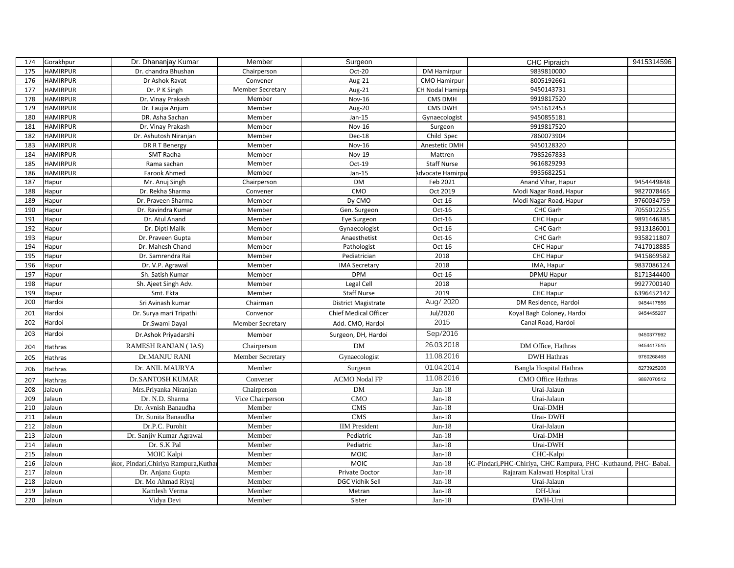| | | | | | | | |
|---|---|---|---|---|---|---|---|
| 174 | Gorakhpur | Dr. Dhananjay Kumar | Member | Surgeon | | CHC Pipraich | 9415314596 |
| 175 | HAMIRPUR | Dr. chandra Bhushan | Chairperson | Oct-20 | DM Hamirpur | 9839810000 | |
| 176 | HAMIRPUR | Dr Ashok Ravat | Convener | Aug-21 | CMO Hamirpur | 8005192661 | |
| 177 | HAMIRPUR | Dr. P K Singh | Member Secretary | Aug-21 | CH Nodal Hamirpu | 9450143731 | |
| 178 | HAMIRPUR | Dr. Vinay Prakash | Member | Nov-16 | CMS DMH | 9919817520 | |
| 179 | HAMIRPUR | Dr. Faujia Anjum | Member | Aug-20 | CMS DWH | 9451612453 | |
| 180 | HAMIRPUR | DR. Asha Sachan | Member | Jan-15 | Gynaecologist | 9450855181 | |
| 181 | HAMIRPUR | Dr. Vinay Prakash | Member | Nov-16 | Surgeon | 9919817520 | |
| 182 | HAMIRPUR | Dr. Ashutosh Niranjan | Member | Dec-18 | Child Spec | 7860073904 | |
| 183 | HAMIRPUR | DR R T Benergy | Member | Nov-16 | Anestetic DMH | 9450128320 | |
| 184 | HAMIRPUR | SMT Radha | Member | Nov-19 | Mattren | 7985267833 | |
| 185 | HAMIRPUR | Rama sachan | Member | Oct-19 | Staff Nurse | 9616829293 | |
| 186 | HAMIRPUR | Farook Ahmed | Member | Jan-15 | dvocate Hamirpu | 9935682251 | |
| 187 | Hapur | Mr. Anuj Singh | Chairperson | DM | Feb 2021 | Anand Vihar, Hapur | 9454449848 |
| 188 | Hapur | Dr. Rekha Sharma | Convener | CMO | Oct 2019 | Modi Nagar Road, Hapur | 9827078465 |
| 189 | Hapur | Dr. Praveen Sharma | Member | Dy CMO | Oct-16 | Modi Nagar Road, Hapur | 9760034759 |
| 190 | Hapur | Dr. Ravindra Kumar | Member | Gen. Surgeon | Oct-16 | CHC Garh | 7055012255 |
| 191 | Hapur | Dr. Atul Anand | Member | Eye Surgeon | Oct-16 | CHC Hapur | 9891446385 |
| 192 | Hapur | Dr. Dipti Malik | Member | Gynaecologist | Oct-16 | CHC Garh | 9313186001 |
| 193 | Hapur | Dr. Praveen Gupta | Member | Anaesthetist | Oct-16 | CHC Garh | 9358211807 |
| 194 | Hapur | Dr. Mahesh Chand | Member | Pathologist | Oct-16 | CHC Hapur | 7417018885 |
| 195 | Hapur | Dr. Samrendra Rai | Member | Pediatrician | 2018 | CHC Hapur | 9415869582 |
| 196 | Hapur | Dr. V.P. Agrawal | Member | IMA Secretary | 2018 | IMA, Hapur | 9837086124 |
| 197 | Hapur | Sh. Satish Kumar | Member | DPM | Oct-16 | DPMU Hapur | 8171344400 |
| 198 | Hapur | Sh. Ajeet Singh Adv. | Member | Legal Cell | 2018 | Hapur | 9927700140 |
| 199 | Hapur | Smt. Ekta | Member | Staff Nurse | 2019 | CHC Hapur | 6396452142 |
| 200 | Hardoi | Sri Avinash kumar | Chairman | District Magistrate | Aug/ 2020 | DM Residence, Hardoi | 9454417556 |
| 201 | Hardoi | Dr. Surya mari Tripathi | Convenor | Chief Medical Officer | Jul/2020 | Koyal Bagh Coloney, Hardoi | 9454455207 |
| 202 | Hardoi | Dr.Swami Dayal | Member Secretary | Add. CMO, Hardoi | 2015 | Canal Road, Hardoi | |
| 203 | Hardoi | Dr.Ashok Priyadarshi | Member | Surgeon, DH, Hardoi | Sep/2016 | | 9450377992 |
| 204 | Hathras | RAMESH RANJAN ( IAS) | Chairperson | DM | 26.03.2018 | DM Office, Hathras | 9454417515 |
| 205 | Hathras | Dr.MANJU RANI | Member Secretary | Gynaecologist | 11.08.2016 | DWH Hathras | 9760268468 |
| 206 | Hathras | Dr. ANIL MAURYA | Member | Surgeon | 01.04.2014 | Bangla Hospital Hathras | 8273925208 |
| 207 | Hathras | Dr.SANTOSH KUMAR | Convener | ACMO Nodal FP | 11.08.2016 | CMO Office Hathras | 9897070512 |
| 208 | Jalaun | Mrs.Priyanka Niranjan | Chairperson | DM | Jan-18 | Urai-Jalaun | |
| 209 | Jalaun | Dr. N.D. Sharma | Vice Chairperson | CMO | Jan-18 | Urai-Jalaun | |
| 210 | Jalaun | Dr. Avnish Banaudha | Member | CMS | Jan-18 | Urai-DMH | |
| 211 | Jalaun | Dr. Sunita Banaudha | Member | CMS | Jan-18 | Urai- DWH | |
| 212 | Jalaun | Dr.P.C. Purohit | Member | IIM President | Jun-18 | Urai-Jalaun | |
| 213 | Jalaun | Dr. Sanjiv Kumar Agrawal | Member | Pediatric | Jan-18 | Urai-DMH | |
| 214 | Jalaun | Dr. S.K Pal | Member | Pediatric | Jan-18 | Urai-DWH | |
| 215 | Jalaun | MOIC Kalpi | Member | MOIC | Jan-18 | CHC-Kalpi | |
| 216 | Jalaun | kor, Pindari,Chiriya Rampura,Kuthau | Member | MOIC | Jan-18 | HC-Pindari,PHC-Chiriya, CHC Rampura, PHC -Kuthaund, PHC- Babai. | |
| 217 | Jalaun | Dr. Anjana Gupta | Member | Private Doctor | Jan-18 | Rajaram Kalawati Hospital Urai | |
| 218 | Jalaun | Dr. Mo Ahmad Riyaj | Member | DGC Vidhik Sell | Jan-18 | Urai-Jalaun | |
| 219 | Jalaun | Kamlesh Verma | Member | Metran | Jan-18 | DH-Urai | |
| 220 | Jalaun | Vidya Devi | Member | Sister | Jan-18 | DWH-Urai | |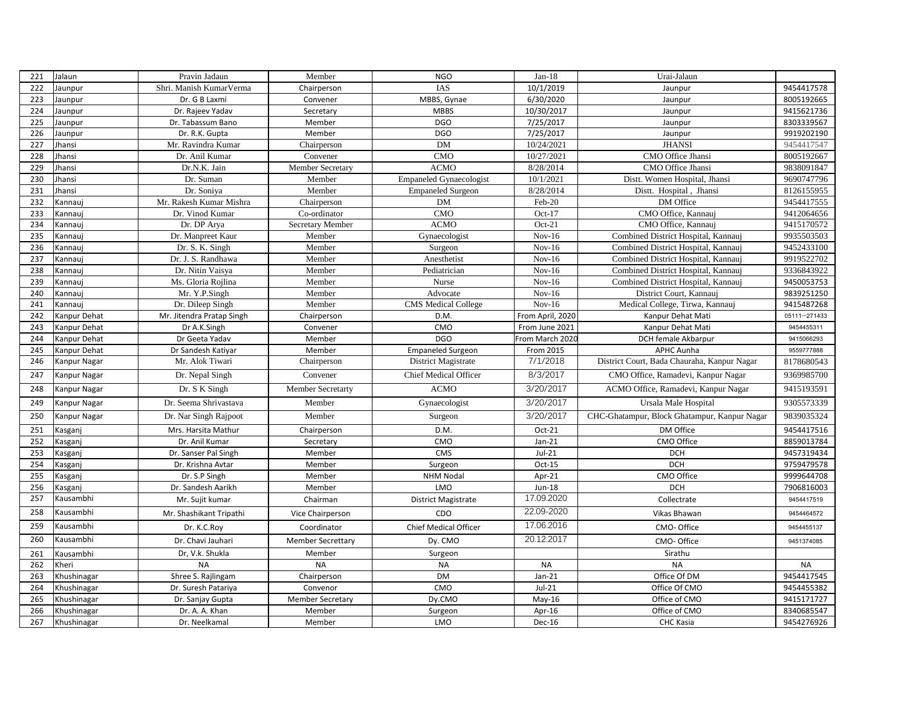| 221 | Jalaun | Pravin Jadaun | Member | NGO | Jan-18 | Urai-Jalaun | |
|---|---|---|---|---|---|---|---|
| 222 | Jaunpur | Shri. Manish KumarVerma | Chairperson | IAS | 10/1/2019 | Jaunpur | 9454417578 |
| 223 | Jaunpur | Dr. G B Laxmi | Convener | MBBS, Gynae | 6/30/2020 | Jaunpur | 8005192665 |
| 224 | Jaunpur | Dr. Rajeev Yadav | Secretary | MBBS | 10/30/2017 | Jaunpur | 9415621736 |
| 225 | Jaunpur | Dr. Tabassum Bano | Member | DGO | 7/25/2017 | Jaunpur | 8303339567 |
| 226 | Jaunpur | Dr. R.K. Gupta | Member | DGO | 7/25/2017 | Jaunpur | 9919202190 |
| 227 | Jhansi | Mr. Ravindra Kumar | Chairperson | DM | 10/24/2021 | JHANSI | 9454417547 |
| 228 | Jhansi | Dr. Anil Kumar | Convener | CMO | 10/27/2021 | CMO Office Jhansi | 8005192667 |
| 229 | Jhansi | Dr.N.K. Jain | Member Secretary | ACMO | 8/28/2014 | CMO Office Jhansi | 9838091847 |
| 230 | Jhansi | Dr. Suman | Member | Empaneled Gynaecologist | 10/1/2021 | Distt. Women Hospital, Jhansi | 9690747796 |
| 231 | Jhansi | Dr. Soniya | Member | Empaneled Surgeon | 8/28/2014 | Distt. Hospital , Jhansi | 8126155955 |
| 232 | Kannauj | Mr. Rakesh Kumar Mishra | Chairperson | DM | Feb-20 | DM Office | 9454417555 |
| 233 | Kannauj | Dr. Vinod Kumar | Co-ordinator | CMO | Oct-17 | CMO Office, Kannauj | 9412064656 |
| 234 | Kannauj | Dr. DP Arya | Secretary Member | ACMO | Oct-21 | CMO Office, Kannauj | 9415170572 |
| 235 | Kannauj | Dr. Manpreet Kaur | Member | Gynaecologist | Nov-16 | Combined District Hospital, Kannauj | 9935503503 |
| 236 | Kannauj | Dr. S. K. Singh | Member | Surgeon | Nov-16 | Combined District Hospital, Kannauj | 9452433100 |
| 237 | Kannauj | Dr. J. S. Randhawa | Member | Anesthetist | Nov-16 | Combined District Hospital, Kannauj | 9919522702 |
| 238 | Kannauj | Dr. Nitin Vaisya | Member | Pediatrician | Nov-16 | Combined District Hospital, Kannauj | 9336843922 |
| 239 | Kannauj | Ms. Gloria Rojlina | Member | Nurse | Nov-16 | Combined District Hospital, Kannauj | 9450053753 |
| 240 | Kannauj | Mr. Y.P.Singh | Member | Advocate | Nov-16 | District Court, Kannauj | 9839251250 |
| 241 | Kannauj | Dr. Dileep Singh | Member | CMS Medical College | Nov-16 | Medical College, Tirwa, Kannauj | 9415487268 |
| 242 | Kanpur Dehat | Mr. Jitendra Pratap Singh | Chairperson | D.M. | From April, 2020 | Kanpur Dehat Mati | 05111--271433 |
| 243 | Kanpur Dehat | Dr A.K.Singh | Convener | CMO | From June 2021 | Kanpur Dehat Mati | 9454455311 |
| 244 | Kanpur Dehat | Dr Geeta Yadav | Member | DGO | From March 2020 | DCH female Akbarpur | 9415066293 |
| 245 | Kanpur Dehat | Dr Sandesh Katiyar | Member | Empaneled Surgeon | From 2015 | APHC Aunha | 9559777888 |
| 246 | Kanpur Nagar | Mr. Alok Tiwari | Chairperson | District Magistrate | 7/1/2018 | District Court, Bada Chauraha, Kanpur Nagar | 8178680543 |
| 247 | Kanpur Nagar | Dr. Nepal Singh | Convener | Chief Medical Officer | 8/3/2017 | CMO Office, Ramadevi, Kanpur Nagar | 9369985700 |
| 248 | Kanpur Nagar | Dr. S K Singh | Member Secretarty | ACMO | 3/20/2017 | ACMO Office, Ramadevi, Kanpur Nagar | 9415193591 |
| 249 | Kanpur Nagar | Dr. Seema Shrivastava | Member | Gynaecologist | 3/20/2017 | Ursala Male Hospital | 9305573339 |
| 250 | Kanpur Nagar | Dr. Nar Singh Rajpoot | Member | Surgeon | 3/20/2017 | CHC-Ghatampur, Block Ghatampur, Kanpur Nagar | 9839035324 |
| 251 | Kasganj | Mrs. Harsita Mathur | Chairperson | D.M. | Oct-21 | DM Office | 9454417516 |
| 252 | Kasganj | Dr. Anil Kumar | Secretary | CMO | Jan-21 | CMO Office | 8859013784 |
| 253 | Kasganj | Dr. Sanser Pal Singh | Member | CMS | Jul-21 | DCH | 9457319434 |
| 254 | Kasganj | Dr. Krishna Avtar | Member | Surgeon | Oct-15 | DCH | 9759479578 |
| 255 | Kasganj | Dr. S.P Singh | Member | NHM Nodal | Apr-21 | CMO Office | 9999644708 |
| 256 | Kasganj | Dr. Sandesh Aarikh | Member | LMO | Jun-18 | DCH | 7906816003 |
| 257 | Kausambhi | Mr. Sujit kumar | Chairman | District Magistrate | 17.09.2020 | Collectrate | 9454417519 |
| 258 | Kausambhi | Mr. Shashikant Tripathi | Vice Chairperson | CDO | 22.09-2020 | Vikas Bhawan | 9454464572 |
| 259 | Kausambhi | Dr. K.C.Roy | Coordinator | Chief Medical Officer | 17.06.2016 | CMO- Office | 9454455137 |
| 260 | Kausambhi | Dr. Chavi Jauhari | Member Secrettary | Dy. CMO | 20.12.2017 | CMO- Office | 9451374085 |
| 261 | Kausambhi | Dr, V.k. Shukla | Member | Surgeon | | Sirathu | |
| 262 | Kheri | NA | NA | NA | NA | NA | NA |
| 263 | Khushinagar | Shree S. Rajlingam | Chairperson | DM | Jan-21 | Office Of DM | 9454417545 |
| 264 | Khushinagar | Dr. Suresh Patariya | Convenor | CMO | Jul-21 | Office Of CMO | 9454455382 |
| 265 | Khushinagar | Dr. Sanjay Gupta | Member Secretary | Dy.CMO | May-16 | Office of CMO | 9415171727 |
| 266 | Khushinagar | Dr. A. A. Khan | Member | Surgeon | Apr-16 | Office of CMO | 8340685547 |
| 267 | Khushinagar | Dr. Neelkamal | Member | LMO | Dec-16 | CHC Kasia | 9454276926 |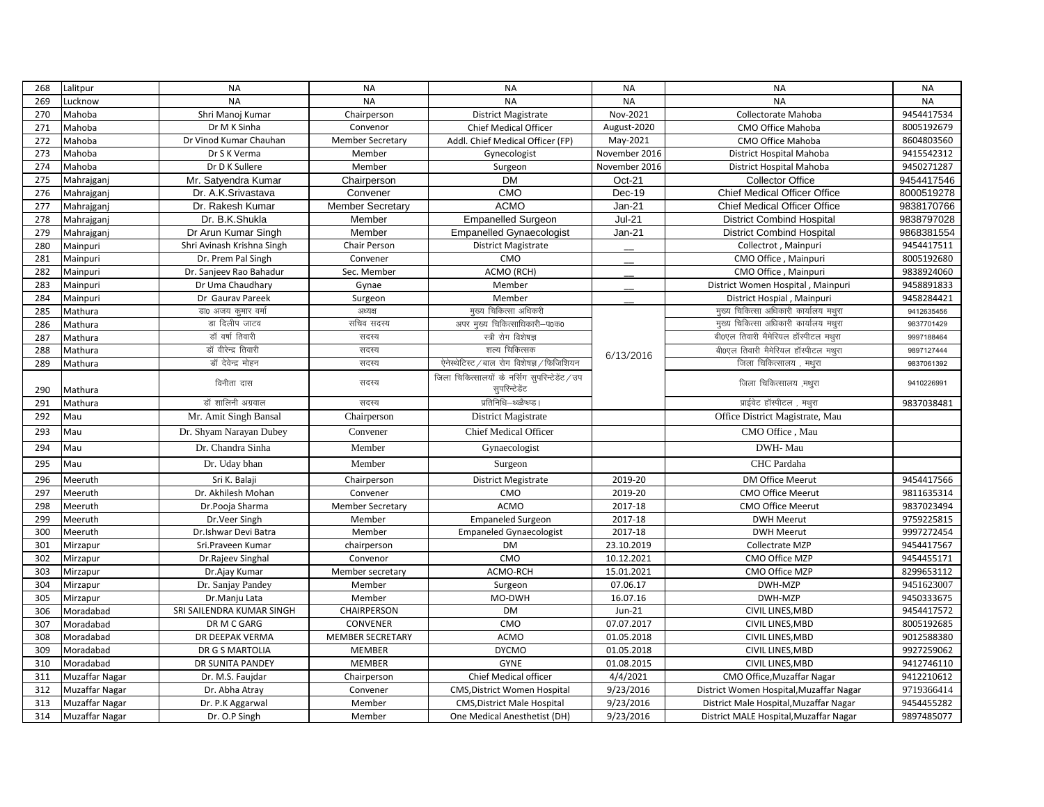| 268 | Lalitpur | NA | NA | NA | NA | NA | NA |
|---|---|---|---|---|---|---|---|
| 269 | Lucknow | NA | NA | NA | NA | NA | NA |
| 270 | Mahoba | Shri Manoj Kumar | Chairperson | District Magistrate | Nov-2021 | Collectorate Mahoba | 9454417534 |
| 271 | Mahoba | Dr M K Sinha | Convenor | Chief Medical Officer | August-2020 | CMO Office Mahoba | 8005192679 |
| 272 | Mahoba | Dr Vinod Kumar Chauhan | Member Secretary | Addl. Chief Medical Officer (FP) | May-2021 | CMO Office Mahoba | 8604803560 |
| 273 | Mahoba | Dr S K Verma | Member | Gynecologist | November 2016 | District Hospital Mahoba | 9415542312 |
| 274 | Mahoba | Dr D K Sullere | Member | Surgeon | November 2016 | District Hospital Mahoba | 9450271287 |
| 275 | Mahrajganj | Mr. Satyendra Kumar | Chairperson | DM | Oct-21 | Collector Office | 9454417546 |
| 276 | Mahrajganj | Dr. A.K.Srivastava | Convener | CMO | Dec-19 | Chief Medical Officer Office | 8000519278 |
| 277 | Mahrajganj | Dr. Rakesh Kumar | Member Secretary | ACMO | Jan-21 | Chief Medical Officer Office | 9838170766 |
| 278 | Mahrajganj | Dr. B.K.Shukla | Member | Empanelled Surgeon | Jul-21 | District Combind Hospital | 9838797028 |
| 279 | Mahrajganj | Dr Arun Kumar Singh | Member | Empanelled Gynaecologist | Jan-21 | District Combind Hospital | 9868381554 |
| 280 | Mainpuri | Shri Avinash Krishna Singh | Chair Person | District Magistrate | __ | Collectrot , Mainpuri | 9454417511 |
| 281 | Mainpuri | Dr. Prem Pal Singh | Convener | CMO | __ | CMO Office , Mainpuri | 8005192680 |
| 282 | Mainpuri | Dr. Sanjeev Rao Bahadur | Sec. Member | ACMO (RCH) | __ | CMO Office , Mainpuri | 9838924060 |
| 283 | Mainpuri | Dr Uma Chaudhary | Gynae | Member | __ | District Women Hospital , Mainpuri | 9458891833 |
| 284 | Mainpuri | Dr Gaurav Pareek | Surgeon | Member | __ | District Hospial , Mainpuri | 9458284421 |
| 285 | Mathura | डा0 अजय कुमार वर्मा | अध्यक्ष | मुख्य चिकित्सा अधिकारी | 6/13/2016 | मुख्य चिकित्सा अधिकारी कार्यालय मथुरा | 9412635456 |
| 286 | Mathura | डा दिलीप जाटव | सचिव सदस्य | अपर मुख्य चिकित्साधिकारी–प0क0 | | मुख्य चिकित्सा अधिकारी कार्यालय मथुरा | 9837701429 |
| 287 | Mathura | डॉ वर्षा तिवारी | सदस्य | स्त्री रोग विशेषज्ञ | | बी0एल तिवारी मैमेरियल हॉस्पीटल मथुरा | 9997188464 |
| 288 | Mathura | डॉ वीरेन्द्र तिवारी | सदस्य | शल्य चिकित्सक | | बी0एल तिवारी मैमेरियल हॉस्पीटल मथुरा | 9897127444 |
| 289 | Mathura | डॉ देवेन्द्र मोहन | सदस्य | ऐनेस्थेटिस्ट/बाल रोग विशेषज्ञ/फिजिशियन | | जिला चिकित्सालय , मथुरा | 9837061392 |
| 290 | Mathura | विनीता दास | सदस्य | जिला चिकित्सालयों के नर्सिंग सुपरिन्टेडेंट/उप सुपरिन्टेडेंट | | जिला चिकित्सालय ,मथुरा | 9410226991 |
| 291 | Mathura | डॉ शालिनी अग्रवाल | सदस्य | प्रतिनिधि–थ्क्ष्व्ळ। | | प्राईवेट हॉस्पीटल , मथुरा | 9837038481 |
| 292 | Mau | Mr. Amit Singh Bansal | Chairperson | District Magistrate | | Office District Magistrate, Mau | |
| 293 | Mau | Dr. Shyam Narayan Dubey | Convener | Chief Medical Officer | | CMO Office , Mau | |
| 294 | Mau | Dr. Chandra Sinha | Member | Gynaecologist | | DWH- Mau | |
| 295 | Mau | Dr. Uday bhan | Member | Surgeon | | CHC Pardaha | |
| 296 | Meeruth | Sri K. Balaji | Chairperson | District Megistrate | 2019-20 | DM Office Meerut | 9454417566 |
| 297 | Meeruth | Dr. Akhilesh Mohan | Convener | CMO | 2019-20 | CMO Office Meerut | 9811635314 |
| 298 | Meeruth | Dr.Pooja Sharma | Member Secretary | ACMO | 2017-18 | CMO Office Meerut | 9837023494 |
| 299 | Meeruth | Dr.Veer Singh | Member | Empaneled Surgeon | 2017-18 | DWH Meerut | 9759225815 |
| 300 | Meeruth | Dr.Ishwar Devi Batra | Member | Empaneled Gynaecologist | 2017-18 | DWH Meerut | 9997272454 |
| 301 | Mirzapur | Sri.Praveen Kumar | chairperson | DM | 23.10.2019 | Collectrate MZP | 9454417567 |
| 302 | Mirzapur | Dr.Rajeev Singhal | Convenor | CMO | 10.12.2021 | CMO Office MZP | 9454455171 |
| 303 | Mirzapur | Dr.Ajay Kumar | Member secretary | ACMO-RCH | 15.01.2021 | CMO Office MZP | 8299653112 |
| 304 | Mirzapur | Dr. Sanjay Pandey | Member | Surgeon | 07.06.17 | DWH-MZP | 9451623007 |
| 305 | Mirzapur | Dr.Manju Lata | Member | MO-DWH | 16.07.16 | DWH-MZP | 9450333675 |
| 306 | Moradabad | SRI SAILENDRA KUMAR SINGH | CHAIRPERSON | DM | Jun-21 | CIVIL LINES,MBD | 9454417572 |
| 307 | Moradabad | DR M C GARG | CONVENER | CMO | 07.07.2017 | CIVIL LINES,MBD | 8005192685 |
| 308 | Moradabad | DR DEEPAK VERMA | MEMBER SECRETARY | ACMO | 01.05.2018 | CIVIL LINES,MBD | 9012588380 |
| 309 | Moradabad | DR G S MARTOLIA | MEMBER | DYCMO | 01.05.2018 | CIVIL LINES,MBD | 9927259062 |
| 310 | Moradabad | DR SUNITA PANDEY | MEMBER | GYNE | 01.08.2015 | CIVIL LINES,MBD | 9412746110 |
| 311 | Muzaffar Nagar | Dr. M.S. Faujdar | Chairperson | Chief Medical officer | 4/4/2021 | CMO Office,Muzaffar Nagar | 9412210612 |
| 312 | Muzaffar Nagar | Dr. Abha Atray | Convener | CMS,District Women Hospital | 9/23/2016 | District Women Hospital,Muzaffar Nagar | 9719366414 |
| 313 | Muzaffar Nagar | Dr. P.K Aggarwal | Member | CMS,District Male Hospital | 9/23/2016 | District Male Hospital,Muzaffar Nagar | 9454455282 |
| 314 | Muzaffar Nagar | Dr. O.P Singh | Member | One Medical Anesthetist (DH) | 9/23/2016 | District MALE Hospital,Muzaffar Nagar | 9897485077 |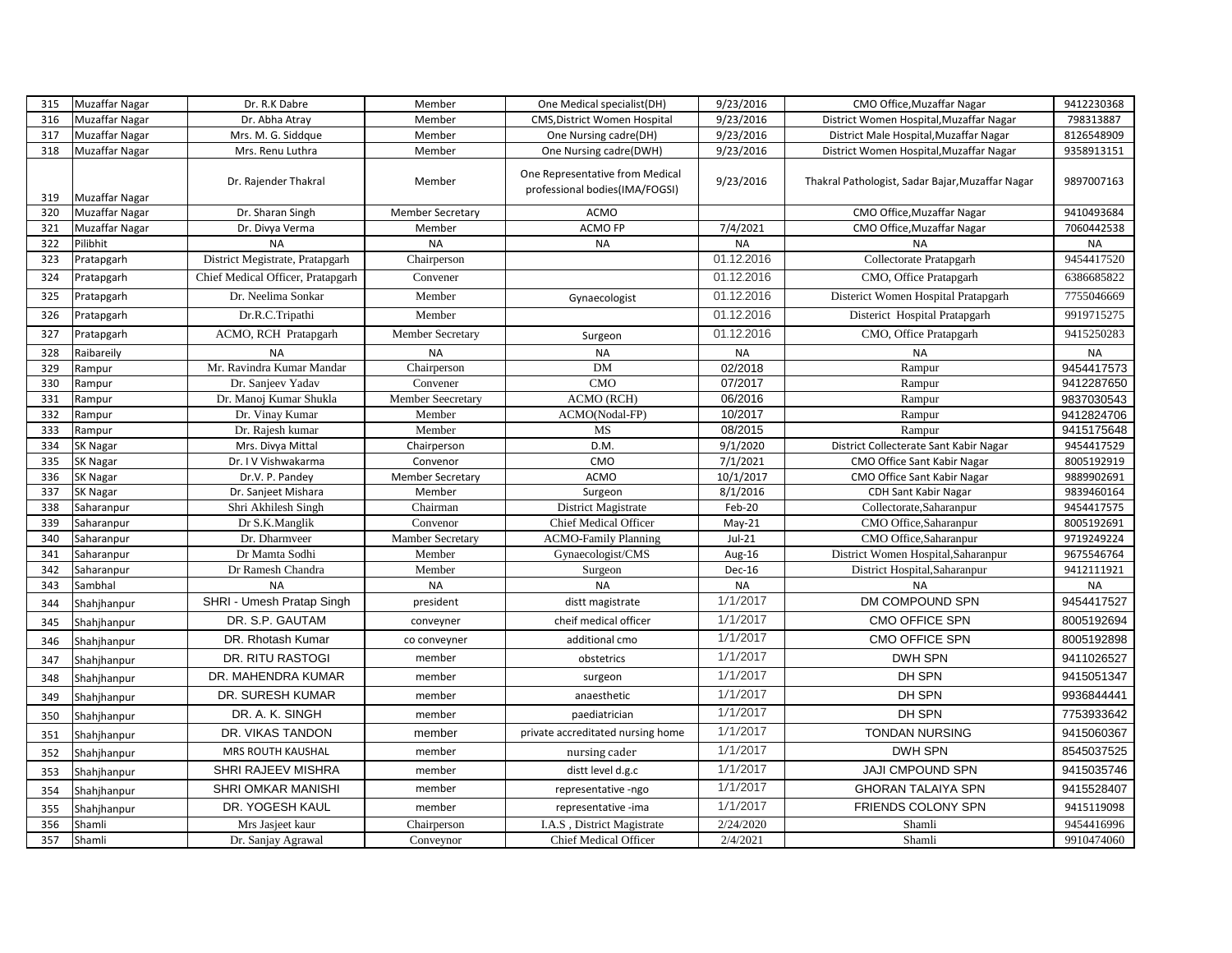| 315 | Muzaffar Nagar | Dr. R.K Dabre | Member | One Medical specialist(DH) | 9/23/2016 | CMO Office,Muzaffar Nagar | 9412230368 |
|---|---|---|---|---|---|---|---|
| 316 | Muzaffar Nagar | Dr. Abha Atray | Member | CMS,District Women Hospital | 9/23/2016 | District Women Hospital,Muzaffar Nagar | 798313887 |
| 317 | Muzaffar Nagar | Mrs. M. G. Siddque | Member | One Nursing cadre(DH) | 9/23/2016 | District Male Hospital,Muzaffar Nagar | 8126548909 |
| 318 | Muzaffar Nagar | Mrs. Renu Luthra | Member | One Nursing cadre(DWH) | 9/23/2016 | District Women Hospital,Muzaffar Nagar | 9358913151 |
| 319 | Muzaffar Nagar | Dr. Rajender Thakral | Member | One Representative from Medical professional bodies(IMA/FOGSI) | 9/23/2016 | Thakral Pathologist, Sadar Bajar,Muzaffar Nagar | 9897007163 |
| 320 | Muzaffar Nagar | Dr. Sharan Singh | Member Secretary | ACMO | | CMO Office,Muzaffar Nagar | 9410493684 |
| 321 | Muzaffar Nagar | Dr. Divya Verma | Member | ACMO FP | 7/4/2021 | CMO Office,Muzaffar Nagar | 7060442538 |
| 322 | Pilibhit | NA | NA | NA | NA | NA | NA |
| 323 | Pratapgarh | District Megistrate, Pratapgarh | Chairperson | | 01.12.2016 | Collectorate Pratapgarh | 9454417520 |
| 324 | Pratapgarh | Chief Medical Officer, Pratapgarh | Convener | | 01.12.2016 | CMO, Office Pratapgarh | 6386685822 |
| 325 | Pratapgarh | Dr. Neelima Sonkar | Member | Gynaecologist | 01.12.2016 | Disterict Women Hospital Pratapgarh | 7755046669 |
| 326 | Pratapgarh | Dr.R.C.Tripathi | Member | | 01.12.2016 | Disterict Hospital Pratapgarh | 9919715275 |
| 327 | Pratapgarh | ACMO, RCH Pratapgarh | Member Secretary | Surgeon | 01.12.2016 | CMO, Office Pratapgarh | 9415250283 |
| 328 | Raibareily | NA | NA | NA | NA | NA | NA |
| 329 | Rampur | Mr. Ravindra Kumar Mandar | Chairperson | DM | 02/2018 | Rampur | 9454417573 |
| 330 | Rampur | Dr. Sanjeev Yadav | Convener | CMO | 07/2017 | Rampur | 9412287650 |
| 331 | Rampur | Dr. Manoj Kumar Shukla | Member Seecretary | ACMO (RCH) | 06/2016 | Rampur | 98370305​43 |
| 332 | Rampur | Dr. Vinay Kumar | Member | ACMO(Nodal-FP) | 10/2017 | Rampur | 9412824706 |
| 333 | Rampur | Dr. Rajesh kumar | Member | MS | 08/2015 | Rampur | 9415175648 |
| 334 | SK Nagar | Mrs. Divya Mittal | Chairperson | D.M. | 9/1/2020 | District Collecterate Sant Kabir Nagar | 9454417529 |
| 335 | SK Nagar | Dr. I V Vishwakarma | Convenor | CMO | 7/1/2021 | CMO Office Sant Kabir Nagar | 8005192919 |
| 336 | SK Nagar | Dr.V. P. Pandey | Member Secretary | ACMO | 10/1/2017 | CMO Office Sant Kabir Nagar | 9889902691 |
| 337 | SK Nagar | Dr. Sanjeet Mishara | Member | Surgeon | 8/1/2016 | CDH Sant Kabir Nagar | 9839460164 |
| 338 | Saharanpur | Shri Akhilesh Singh | Chairman | District Magistrate | Feb-20 | Collectorate,Saharanpur | 9454417575 |
| 339 | Saharanpur | Dr S.K.Manglik | Convenor | Chief Medical Officer | May-21 | CMO Office,Saharanpur | 8005192691 |
| 340 | Saharanpur | Dr. Dharmveer | Mamber Secretary | ACMO-Family Planning | Jul-21 | CMO Office,Saharanpur | 9719249224 |
| 341 | Saharanpur | Dr Mamta Sodhi | Member | Gynaecologist/CMS | Aug-16 | District Women Hospital,Saharanpur | 9675546764 |
| 342 | Saharanpur | Dr Ramesh Chandra | Member | Surgeon | Dec-16 | District Hospital,Saharanpur | 9412111921 |
| 343 | Sambhal | NA | NA | NA | NA | NA | NA |
| 344 | Shahjhanpur | SHRI - Umesh Pratap Singh | president | distt magistrate | 1/1/2017 | DM COMPOUND SPN | 9454417527 |
| 345 | Shahjhanpur | DR. S.P. GAUTAM | conveyner | cheif medical officer | 1/1/2017 | CMO OFFICE SPN | 8005192694 |
| 346 | Shahjhanpur | DR. Rhotash Kumar | co conveyner | additional cmo | 1/1/2017 | CMO OFFICE SPN | 8005192898 |
| 347 | Shahjhanpur | DR. RITU RASTOGI | member | obstetrics | 1/1/2017 | DWH SPN | 9411026527 |
| 348 | Shahjhanpur | DR. MAHENDRA KUMAR | member | surgeon | 1/1/2017 | DH SPN | 9415051347 |
| 349 | Shahjhanpur | DR. SURESH KUMAR | member | anaesthetic | 1/1/2017 | DH SPN | 9936844441 |
| 350 | Shahjhanpur | DR. A. K. SINGH | member | paediatrician | 1/1/2017 | DH SPN | 7753933642 |
| 351 | Shahjhanpur | DR. VIKAS TANDON | member | private accreditated nursing home | 1/1/2017 | TONDAN NURSING | 9415060367 |
| 352 | Shahjhanpur | MRS ROUTH KAUSHAL | member | nursing cader | 1/1/2017 | DWH SPN | 8545037525 |
| 353 | Shahjhanpur | SHRI RAJEEV MISHRA | member | distt level d.g.c | 1/1/2017 | JAJI CMPOUND SPN | 9415035746 |
| 354 | Shahjhanpur | SHRI OMKAR MANISHI | member | representative -ngo | 1/1/2017 | GHORAN TALAIYA SPN | 9415528407 |
| 355 | Shahjhanpur | DR. YOGESH KAUL | member | representative -ima | 1/1/2017 | FRIENDS COLONY SPN | 9415119098 |
| 356 | Shamli | Mrs Jasjeet kaur | Chairperson | I.A.S , District Magistrate | 2/24/2020 | Shamli | 9454416996 |
| 357 | Shamli | Dr. Sanjay Agrawal | Conveynor | Chief Medical Officer | 2/4/2021 | Shamli | 9910474060 |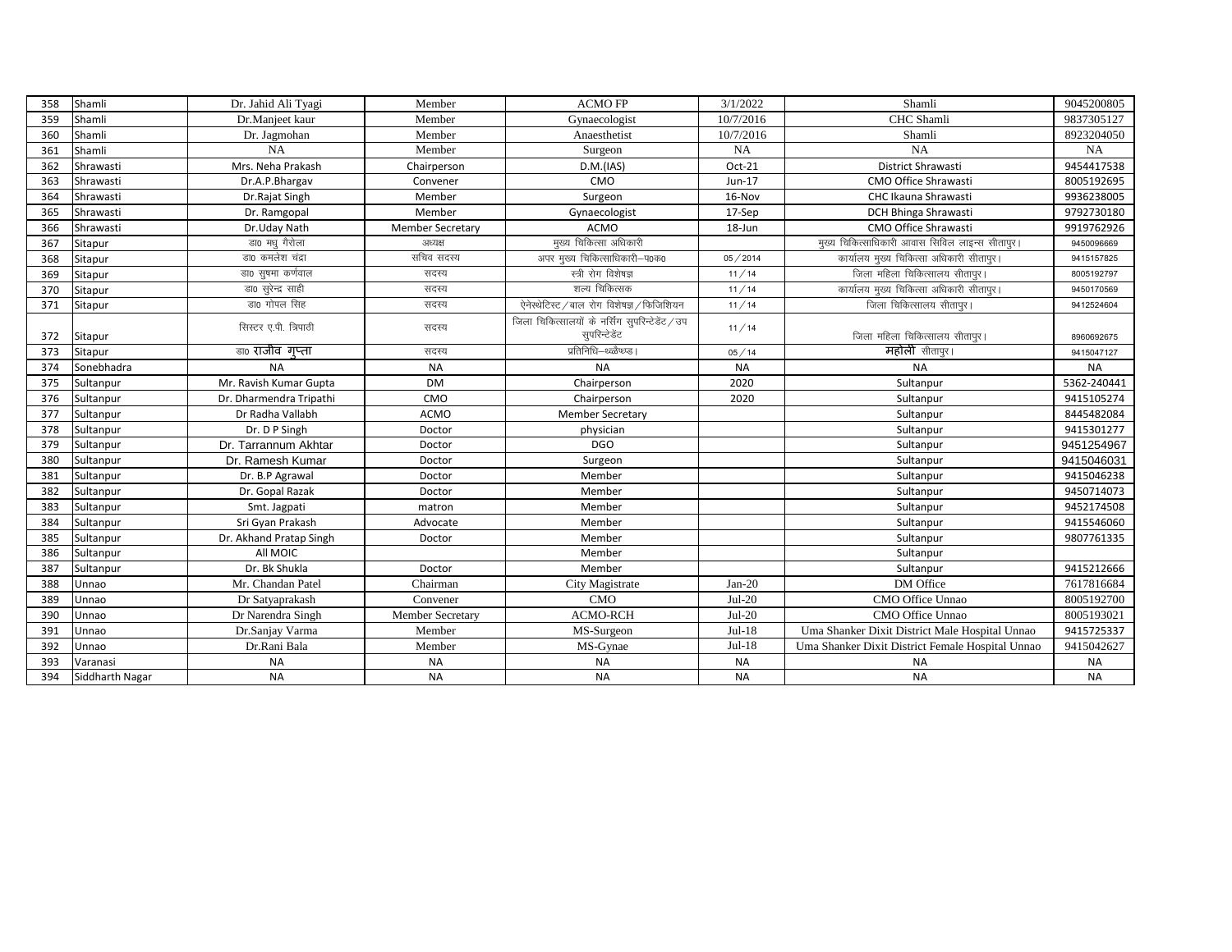| | | | | | | | |
|---|---|---|---|---|---|---|---|
| 358 | Shamli | Dr. Jahid Ali Tyagi | Member | ACMO FP | 3/1/2022 | Shamli | 9045200805 |
| 359 | Shamli | Dr.Manjeet kaur | Member | Gynaecologist | 10/7/2016 | CHC Shamli | 9837305127 |
| 360 | Shamli | Dr. Jagmohan | Member | Anaesthetist | 10/7/2016 | Shamli | 8923204050 |
| 361 | Shamli | NA | Member | Surgeon | NA | NA | NA |
| 362 | Shrawasti | Mrs. Neha Prakash | Chairperson | D.M.(IAS) | Oct-21 | District Shrawasti | 9454417538 |
| 363 | Shrawasti | Dr.A.P.Bhargav | Convener | CMO | Jun-17 | CMO Office Shrawasti | 8005192695 |
| 364 | Shrawasti | Dr.Rajat Singh | Member | Surgeon | 16-Nov | CHC Ikauna Shrawasti | 9936238005 |
| 365 | Shrawasti | Dr. Ramgopal | Member | Gynaecologist | 17-Sep | DCH Bhinga Shrawasti | 9792730180 |
| 366 | Shrawasti | Dr.Uday Nath | Member Secretary | ACMO | 18-Jun | CMO Office Shrawasti | 9919762926 |
| 367 | Sitapur | डा0 मधु गैरोला | अध्यक्ष | मुख्य चिकित्सा अधिकारी | | मुख्य चिकित्साधिकारी आवास सिविल लाइन्स सीतापुर। | 9450096669 |
| 368 | Sitapur | डा0 कमलेश चंद्रा | सचिव सदस्य | अपर मुख्य चिकित्साधिकारी–प0क0 | 05/2014 | कार्यालय मुख्य चिकित्सा अधिकारी सीतापुर। | 9415157825 |
| 369 | Sitapur | डा0 सुषमा कर्णवाल | सदस्य | स्त्री रोग विशेषज्ञ | 11/14 | जिला महिला चिकित्सालय सीतापुर। | 8005192797 |
| 370 | Sitapur | डा0 सुरेन्द्र साही | सदस्य | शल्य चिकित्सक | 11/14 | कार्यालय मुख्य चिकित्सा अधिकारी सीतापुर। | 9450170569 |
| 371 | Sitapur | डा0 गोपल सिह | सदस्य | ऐनेस्थेटिस्ट/बाल रोग विशेषज्ञ/फिजिशियन | 11/14 | जिला चिकित्सालय सीतापुर। | 9412524604 |
| 372 | Sitapur | सिस्टर ए.पी. त्रिपाठी | सदस्य | जिला चिकित्सालयों के नर्सिंग सुपरिन्टेडेंट/उप सुपरिन्टेडेंट | 11/14 | जिला महिला चिकित्सालय सीतापुर। | 8960692675 |
| 373 | Sitapur | डा0 राजीव गुप्ता | सदस्य | प्रतिनिधि–थ्व्हेप्ध्ड। | 05/14 | महोली सीतापुर। | 9415047127 |
| 374 | Sonebhadra | NA | NA | NA | NA | NA | NA |
| 375 | Sultanpur | Mr. Ravish Kumar Gupta | DM | Chairperson | 2020 | Sultanpur | 5362-240441 |
| 376 | Sultanpur | Dr. Dharmendra Tripathi | CMO | Chairperson | 2020 | Sultanpur | 9415105274 |
| 377 | Sultanpur | Dr Radha Vallabh | ACMO | Member Secretary | | Sultanpur | 8445482084 |
| 378 | Sultanpur | Dr. D P Singh | Doctor | physician | | Sultanpur | 9415301277 |
| 379 | Sultanpur | Dr. Tarrannum Akhtar | Doctor | DGO | | Sultanpur | 9451254967 |
| 380 | Sultanpur | Dr. Ramesh Kumar | Doctor | Surgeon | | Sultanpur | 9415046031 |
| 381 | Sultanpur | Dr. B.P Agrawal | Doctor | Member | | Sultanpur | 9415046238 |
| 382 | Sultanpur | Dr. Gopal Razak | Doctor | Member | | Sultanpur | 9450714073 |
| 383 | Sultanpur | Smt. Jagpati | matron | Member | | Sultanpur | 9452174508 |
| 384 | Sultanpur | Sri Gyan Prakash | Advocate | Member | | Sultanpur | 9415546060 |
| 385 | Sultanpur | Dr. Akhand Pratap Singh | Doctor | Member | | Sultanpur | 9807761335 |
| 386 | Sultanpur | All MOIC | | Member | | Sultanpur | |
| 387 | Sultanpur | Dr. Bk Shukla | Doctor | Member | | Sultanpur | 9415212666 |
| 388 | Unnao | Mr. Chandan Patel | Chairman | City Magistrate | Jan-20 | DM Office | 7617816684 |
| 389 | Unnao | Dr Satyaprakash | Convener | CMO | Jul-20 | CMO Office Unnao | 8005192700 |
| 390 | Unnao | Dr Narendra Singh | Member Secretary | ACMO-RCH | Jul-20 | CMO Office Unnao | 8005193021 |
| 391 | Unnao | Dr.Sanjay Varma | Member | MS-Surgeon | Jul-18 | Uma Shanker Dixit District Male Hospital Unnao | 9415725337 |
| 392 | Unnao | Dr.Rani Bala | Member | MS-Gynae | Jul-18 | Uma Shanker Dixit District Female Hospital Unnao | 9415042627 |
| 393 | Varanasi | NA | NA | NA | NA | NA | NA |
| 394 | Siddharth Nagar | NA | NA | NA | NA | NA | NA |